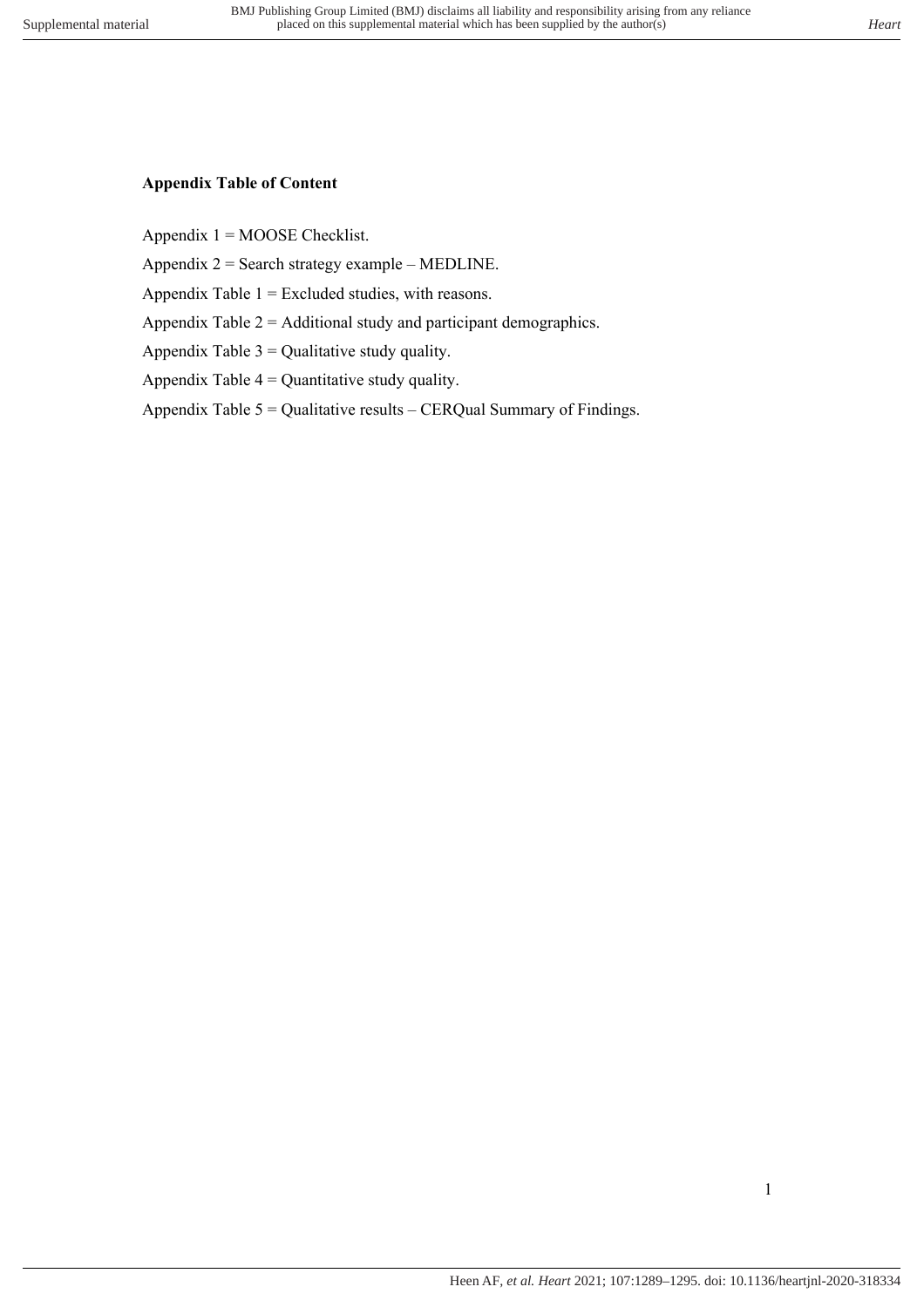**Appendix Table of Content**

Appendix 1 = MOOSE Checklist.

Appendix 2 = Search strategy example – MEDLINE.

Appendix Table 1 = Excluded studies, with reasons.

Appendix Table 2 = Additional study and participant demographics.

Appendix Table 3 = Qualitative study quality.

Appendix Table 4 = Quantitative study quality.

Appendix Table 5 = Qualitative results – CERQual Summary of Findings.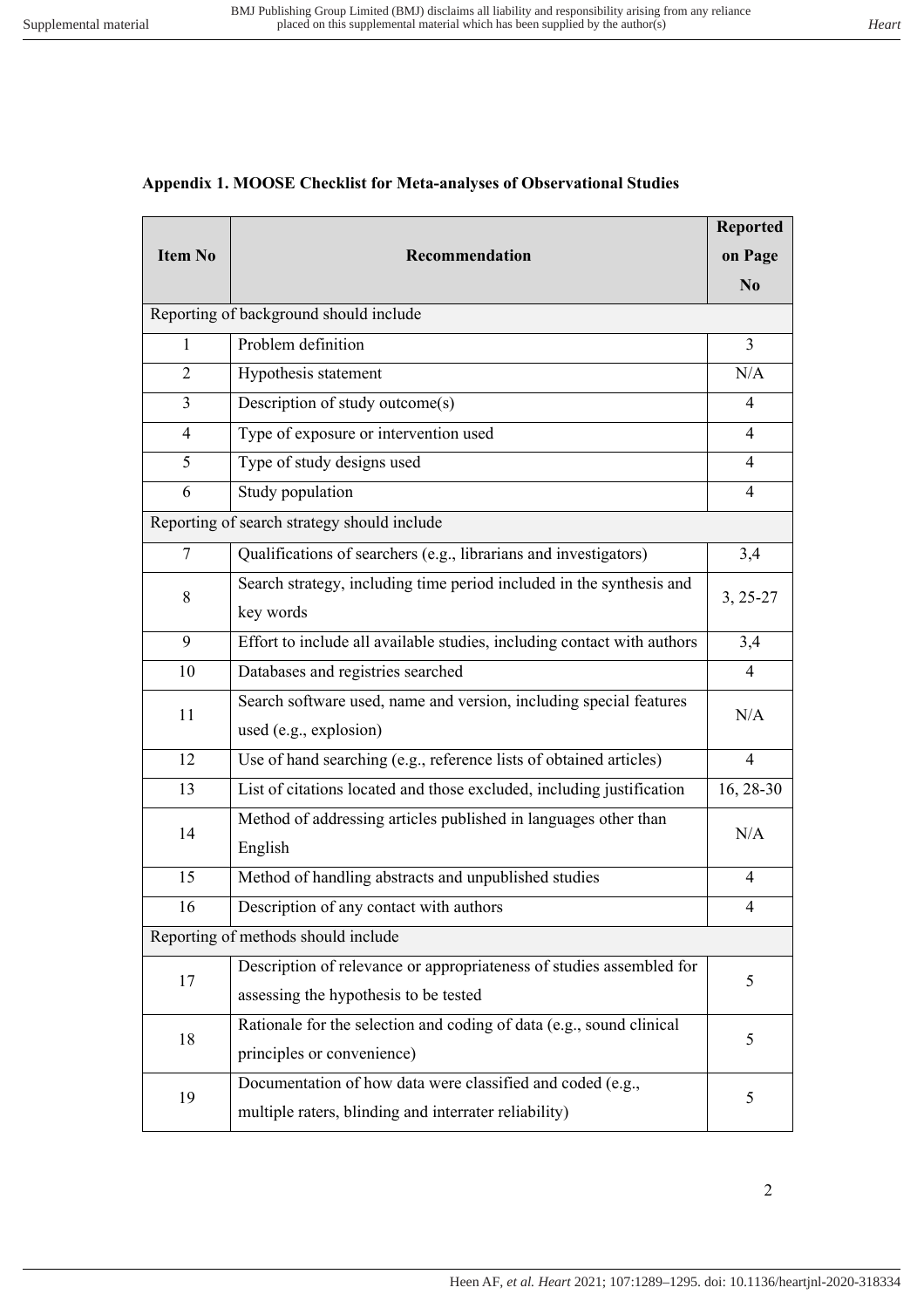**Appendix 1. MOOSE Checklist for Meta-analyses of Observational Studies**

| Item No | Recommendation | Reported on Page No |
|---|---|---|
| Reporting of background should include | | |
| 1 | Problem definition | 3 |
| 2 | Hypothesis statement | N/A |
| 3 | Description of study outcome(s) | 4 |
| 4 | Type of exposure or intervention used | 4 |
| 5 | Type of study designs used | 4 |
| 6 | Study population | 4 |
| Reporting of search strategy should include | | |
| 7 | Qualifications of searchers (e.g., librarians and investigators) | 3,4 |
| 8 | Search strategy, including time period included in the synthesis and key words | 3, 25-27 |
| 9 | Effort to include all available studies, including contact with authors | 3,4 |
| 10 | Databases and registries searched | 4 |
| 11 | Search software used, name and version, including special features used (e.g., explosion) | N/A |
| 12 | Use of hand searching (e.g., reference lists of obtained articles) | 4 |
| 13 | List of citations located and those excluded, including justification | 16, 28-30 |
| 14 | Method of addressing articles published in languages other than English | N/A |
| 15 | Method of handling abstracts and unpublished studies | 4 |
| 16 | Description of any contact with authors | 4 |
| Reporting of methods should include | | |
| 17 | Description of relevance or appropriateness of studies assembled for assessing the hypothesis to be tested | 5 |
| 18 | Rationale for the selection and coding of data (e.g., sound clinical principles or convenience) | 5 |
| 19 | Documentation of how data were classified and coded (e.g., multiple raters, blinding and interrater reliability) | 5 |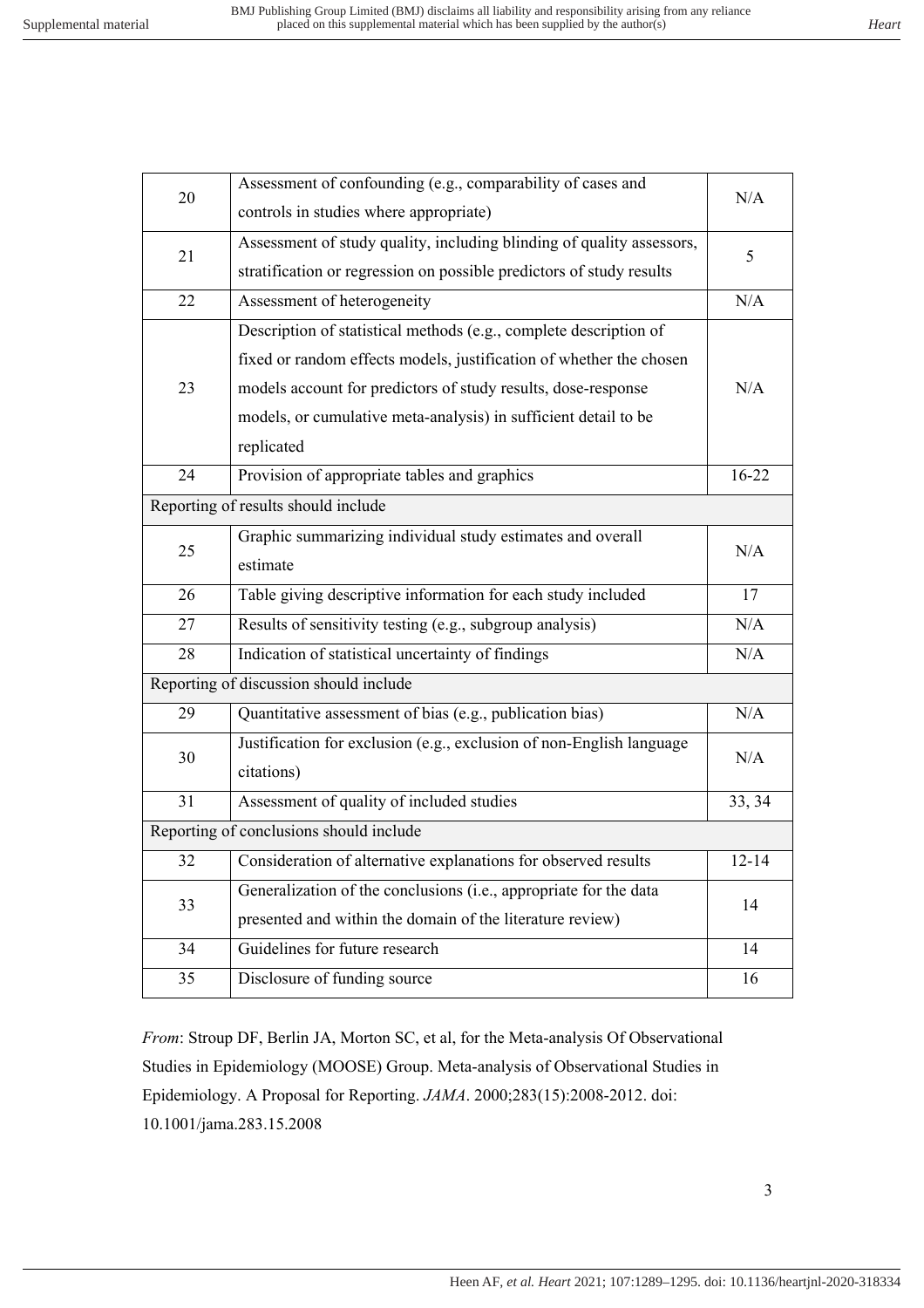| | | |
|---|---|---|
| 20 | Assessment of confounding (e.g., comparability of cases and controls in studies where appropriate) | N/A |
| 21 | Assessment of study quality, including blinding of quality assessors, stratification or regression on possible predictors of study results | 5 |
| 22 | Assessment of heterogeneity | N/A |
| 23 | Description of statistical methods (e.g., complete description of fixed or random effects models, justification of whether the chosen models account for predictors of study results, dose-response models, or cumulative meta-analysis) in sufficient detail to be replicated | N/A |
| 24 | Provision of appropriate tables and graphics | 16-22 |
| Reporting of results should include | | |
| 25 | Graphic summarizing individual study estimates and overall estimate | N/A |
| 26 | Table giving descriptive information for each study included | 17 |
| 27 | Results of sensitivity testing (e.g., subgroup analysis) | N/A |
| 28 | Indication of statistical uncertainty of findings | N/A |
| Reporting of discussion should include | | |
| 29 | Quantitative assessment of bias (e.g., publication bias) | N/A |
| 30 | Justification for exclusion (e.g., exclusion of non-English language citations) | N/A |
| 31 | Assessment of quality of included studies | 33, 34 |
| Reporting of conclusions should include | | |
| 32 | Consideration of alternative explanations for observed results | 12-14 |
| 33 | Generalization of the conclusions (i.e., appropriate for the data presented and within the domain of the literature review) | 14 |
| 34 | Guidelines for future research | 14 |
| 35 | Disclosure of funding source | 16 |

*From*: Stroup DF, Berlin JA, Morton SC, et al, for the Meta-analysis Of Observational Studies in Epidemiology (MOOSE) Group. Meta-analysis of Observational Studies in Epidemiology. A Proposal for Reporting. *JAMA*. 2000;283(15):2008-2012. doi: 10.1001/jama.283.15.2008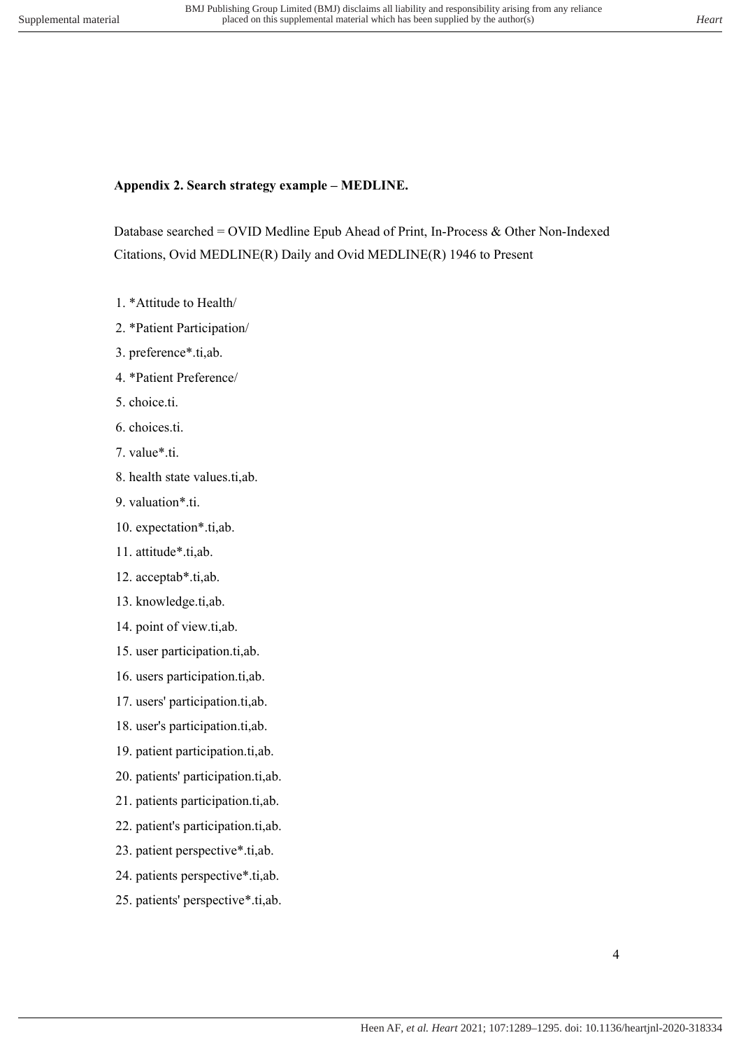**Appendix 2. Search strategy example – MEDLINE.**

Database searched = OVID Medline Epub Ahead of Print, In-Process & Other Non-Indexed Citations, Ovid MEDLINE(R) Daily and Ovid MEDLINE(R) 1946 to Present

1. *Attitude to Health/
2. *Patient Participation/
3. preference*.ti,ab.
4. *Patient Preference/
5. choice.ti.
6. choices.ti.
7. value*.ti.
8. health state values.ti,ab.
9. valuation*.ti.
10. expectation*.ti,ab.
11. attitude*.ti,ab.
12. acceptab*.ti,ab.
13. knowledge.ti,ab.
14. point of view.ti,ab.
15. user participation.ti,ab.
16. users participation.ti,ab.
17. users' participation.ti,ab.
18. user's participation.ti,ab.
19. patient participation.ti,ab.
20. patients' participation.ti,ab.
21. patients participation.ti,ab.
22. patient's participation.ti,ab.
23. patient perspective*.ti,ab.
24. patients perspective*.ti,ab.
25. patients' perspective*.ti,ab.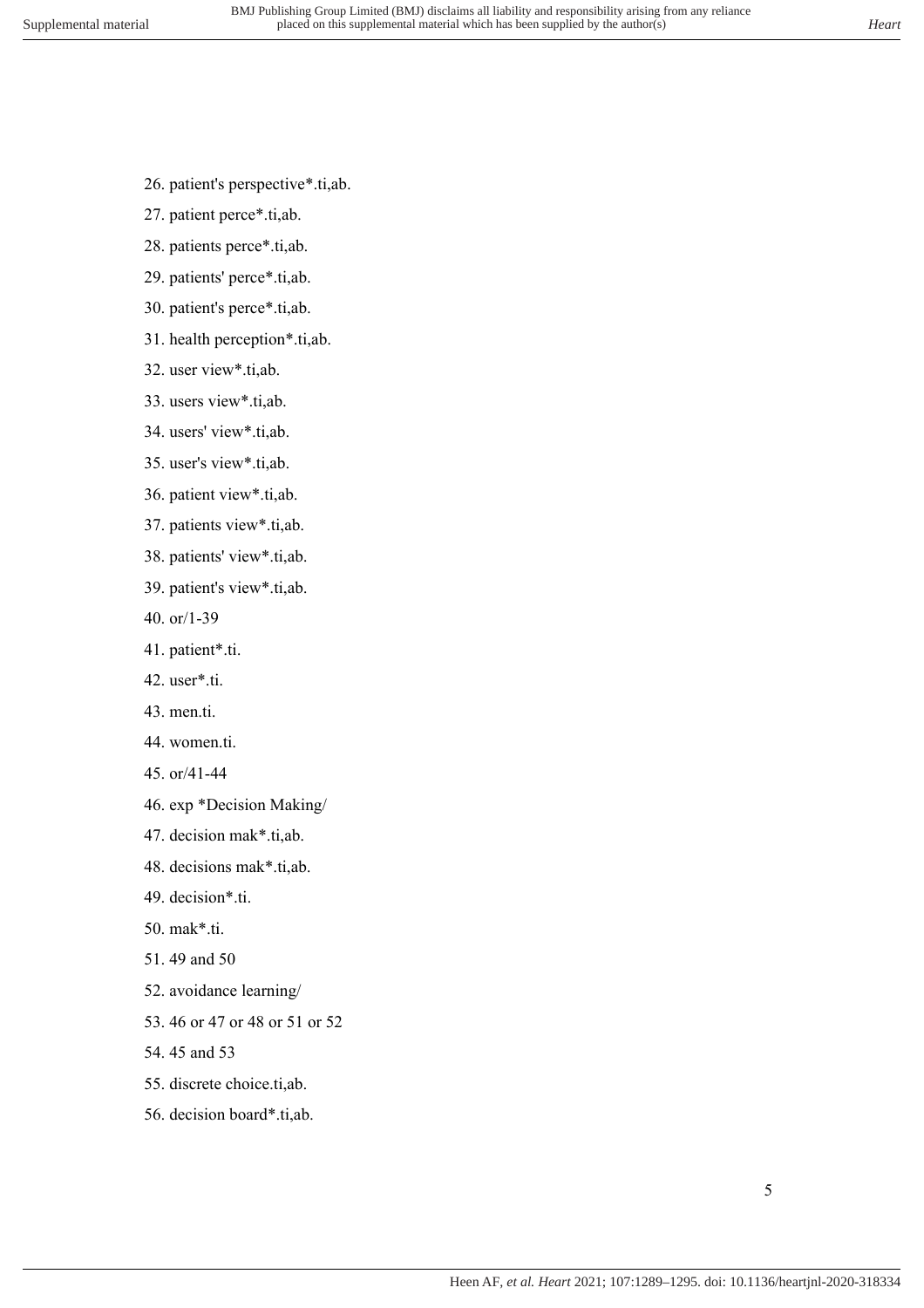26. patient's perspective*.ti,ab.
27. patient perce*.ti,ab.
28. patients perce*.ti,ab.
29. patients' perce*.ti,ab.
30. patient's perce*.ti,ab.
31. health perception*.ti,ab.
32. user view*.ti,ab.
33. users view*.ti,ab.
34. users' view*.ti,ab.
35. user's view*.ti,ab.
36. patient view*.ti,ab.
37. patients view*.ti,ab.
38. patients' view*.ti,ab.
39. patient's view*.ti,ab.
40. or/1-39
41. patient*.ti.
42. user*.ti.
43. men.ti.
44. women.ti.
45. or/41-44
46. exp *Decision Making/
47. decision mak*.ti,ab.
48. decisions mak*.ti,ab.
49. decision*.ti.
50. mak*.ti.
51. 49 and 50
52. avoidance learning/
53. 46 or 47 or 48 or 51 or 52
54. 45 and 53
55. discrete choice.ti,ab.
56. decision board*.ti,ab.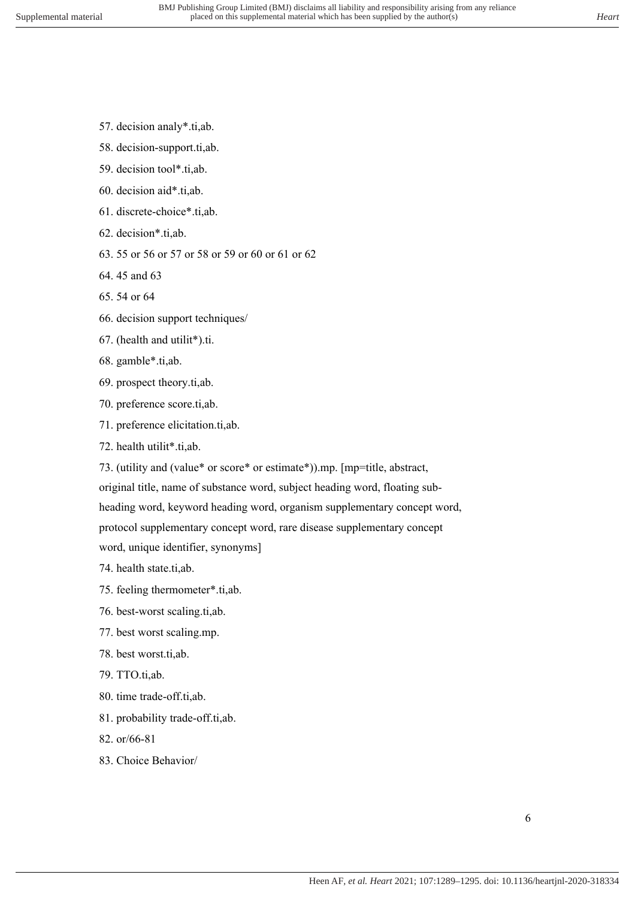57. decision analy*.ti,ab.

58. decision-support.ti,ab.

59. decision tool*.ti,ab.

60. decision aid*.ti,ab.

61. discrete-choice*.ti,ab.

62. decision*.ti,ab.

63. 55 or 56 or 57 or 58 or 59 or 60 or 61 or 62

64. 45 and 63

65. 54 or 64

66. decision support techniques/

67. (health and utilit*).ti.

68. gamble*.ti,ab.

69. prospect theory.ti,ab.

70. preference score.ti,ab.

71. preference elicitation.ti,ab.

72. health utilit*.ti,ab.

73. (utility and (value* or score* or estimate*)).mp. [mp=title, abstract, original title, name of substance word, subject heading word, floating sub-heading word, keyword heading word, organism supplementary concept word, protocol supplementary concept word, rare disease supplementary concept word, unique identifier, synonyms]

74. health state.ti,ab.

75. feeling thermometer*.ti,ab.

76. best-worst scaling.ti,ab.

77. best worst scaling.mp.

78. best worst.ti,ab.

79. TTO.ti,ab.

80. time trade-off.ti,ab.

81. probability trade-off.ti,ab.

82. or/66-81

83. Choice Behavior/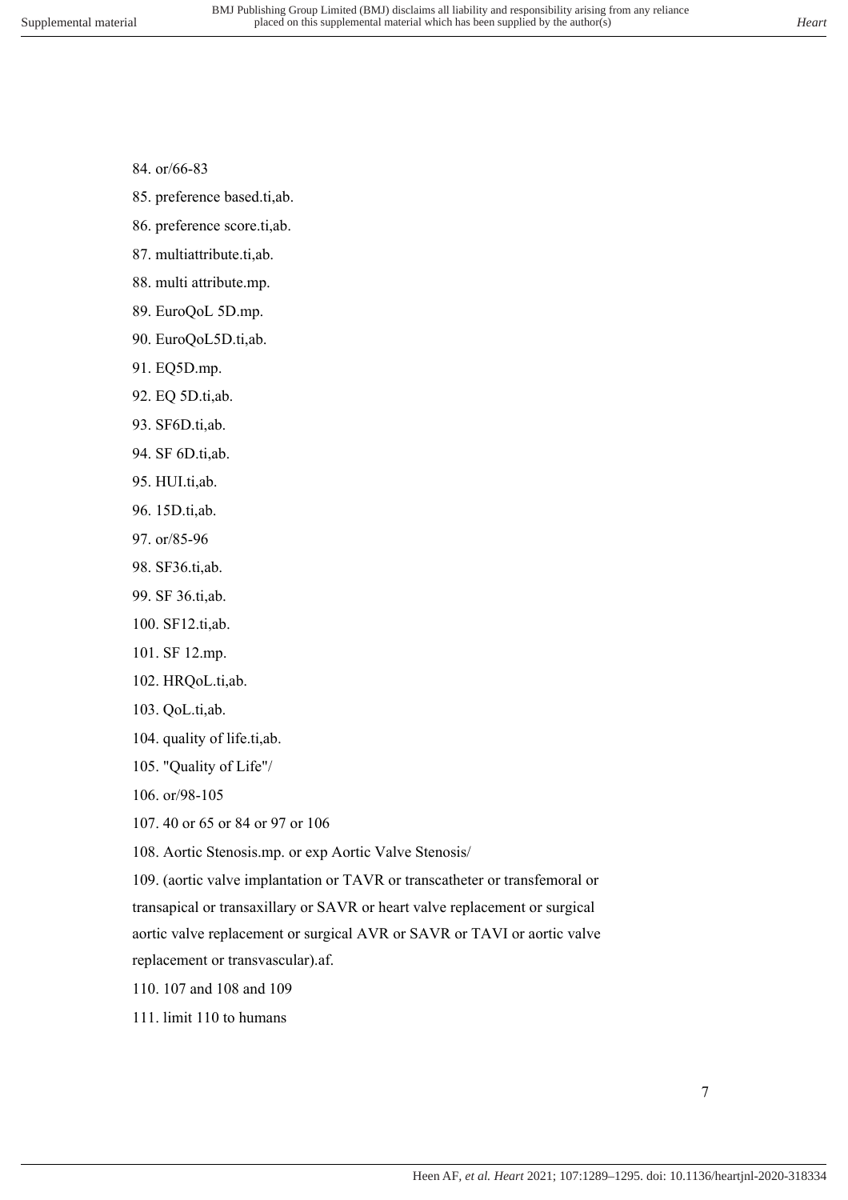84. or/66-83

85. preference based.ti,ab.

86. preference score.ti,ab.

87. multiattribute.ti,ab.

88. multi attribute.mp.

89. EuroQoL 5D.mp.

90. EuroQoL5D.ti,ab.

91. EQ5D.mp.

92. EQ 5D.ti,ab.

93. SF6D.ti,ab.

94. SF 6D.ti,ab.

95. HUI.ti,ab.

96. 15D.ti,ab.

97. or/85-96

98. SF36.ti,ab.

99. SF 36.ti,ab.

100. SF12.ti,ab.

101. SF 12.mp.

102. HRQoL.ti,ab.

103. QoL.ti,ab.

104. quality of life.ti,ab.

105. "Quality of Life"/

106. or/98-105

107. 40 or 65 or 84 or 97 or 106

108. Aortic Stenosis.mp. or exp Aortic Valve Stenosis/

109. (aortic valve implantation or TAVR or transcatheter or transfemoral or transapical or transaxillary or SAVR or heart valve replacement or surgical aortic valve replacement or surgical AVR or SAVR or TAVI or aortic valve replacement or transvascular).af.

110. 107 and 108 and 109

111. limit 110 to humans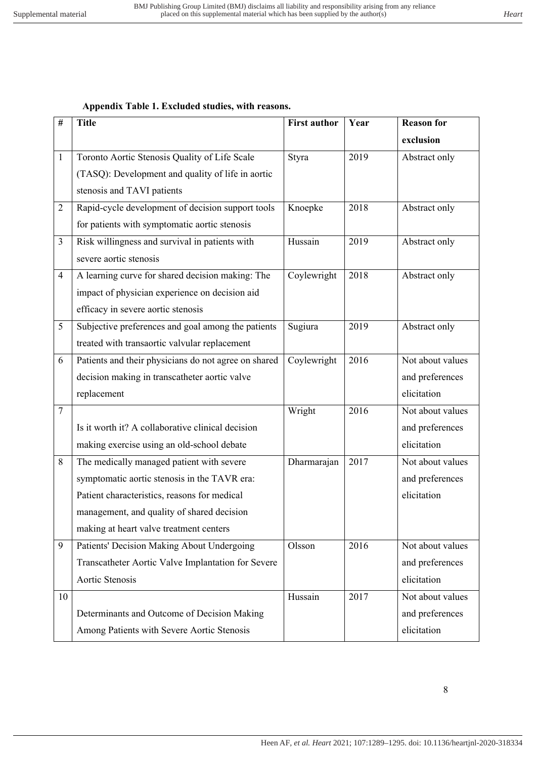**Appendix Table 1. Excluded studies, with reasons.**

| # | Title | First author | Year | Reason for exclusion |
|---|---|---|---|---|
| 1 | Toronto Aortic Stenosis Quality of Life Scale (TASQ): Development and quality of life in aortic stenosis and TAVI patients | Styra | 2019 | Abstract only |
| 2 | Rapid-cycle development of decision support tools for patients with symptomatic aortic stenosis | Knoepke | 2018 | Abstract only |
| 3 | Risk willingness and survival in patients with severe aortic stenosis | Hussain | 2019 | Abstract only |
| 4 | A learning curve for shared decision making: The impact of physician experience on decision aid efficacy in severe aortic stenosis | Coylewright | 2018 | Abstract only |
| 5 | Subjective preferences and goal among the patients treated with transaortic valvular replacement | Sugiura | 2019 | Abstract only |
| 6 | Patients and their physicians do not agree on shared decision making in transcatheter aortic valve replacement | Coylewright | 2016 | Not about values and preferences elicitation |
| 7 | Is it worth it? A collaborative clinical decision making exercise using an old-school debate | Wright | 2016 | Not about values and preferences elicitation |
| 8 | The medically managed patient with severe symptomatic aortic stenosis in the TAVR era: Patient characteristics, reasons for medical management, and quality of shared decision making at heart valve treatment centers | Dharmarajan | 2017 | Not about values and preferences elicitation |
| 9 | Patients' Decision Making About Undergoing Transcatheter Aortic Valve Implantation for Severe Aortic Stenosis | Olsson | 2016 | Not about values and preferences elicitation |
| 10 | Determinants and Outcome of Decision Making Among Patients with Severe Aortic Stenosis | Hussain | 2017 | Not about values and preferences elicitation |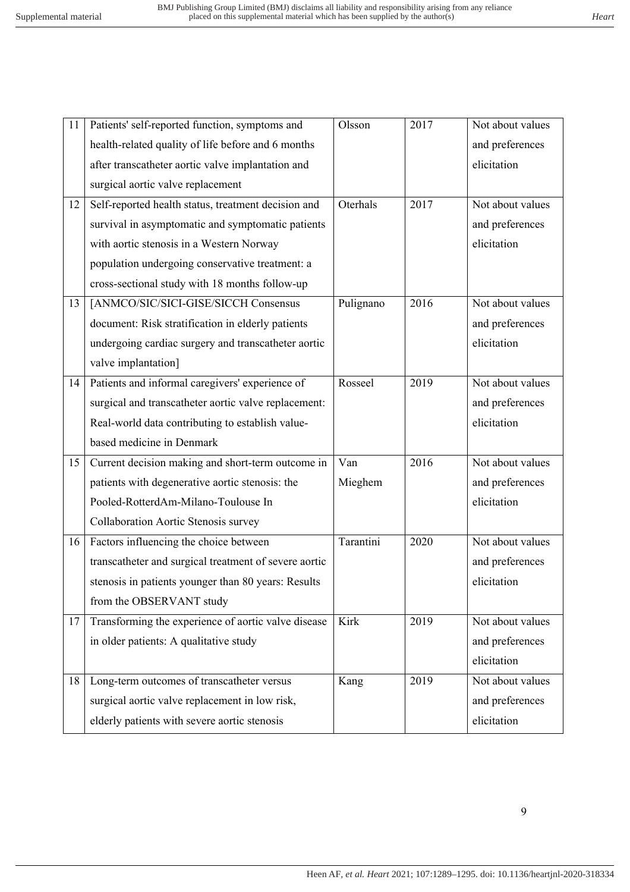| 11 | Patients' self-reported function, symptoms and health-related quality of life before and 6 months after transcatheter aortic valve implantation and surgical aortic valve replacement | Olsson | 2017 | Not about values and preferences elicitation |
|---|---|---|---|---|
| 12 | Self-reported health status, treatment decision and survival in asymptomatic and symptomatic patients with aortic stenosis in a Western Norway population undergoing conservative treatment: a cross-sectional study with 18 months follow-up | Oterhals | 2017 | Not about values and preferences elicitation |
| 13 | [ANMCO/SIC/SICI-GISE/SICCH Consensus document: Risk stratification in elderly patients undergoing cardiac surgery and transcatheter aortic valve implantation] | Pulignano | 2016 | Not about values and preferences elicitation |
| 14 | Patients and informal caregivers' experience of surgical and transcatheter aortic valve replacement: Real-world data contributing to establish value-based medicine in Denmark | Rosseel | 2019 | Not about values and preferences elicitation |
| 15 | Current decision making and short-term outcome in patients with degenerative aortic stenosis: the Pooled-RotterdAm-Milano-Toulouse In Collaboration Aortic Stenosis survey | Van Mieghem | 2016 | Not about values and preferences elicitation |
| 16 | Factors influencing the choice between transcatheter and surgical treatment of severe aortic stenosis in patients younger than 80 years: Results from the OBSERVANT study | Tarantini | 2020 | Not about values and preferences elicitation |
| 17 | Transforming the experience of aortic valve disease in older patients: A qualitative study | Kirk | 2019 | Not about values and preferences elicitation |
| 18 | Long-term outcomes of transcatheter versus surgical aortic valve replacement in low risk, elderly patients with severe aortic stenosis | Kang | 2019 | Not about values and preferences elicitation |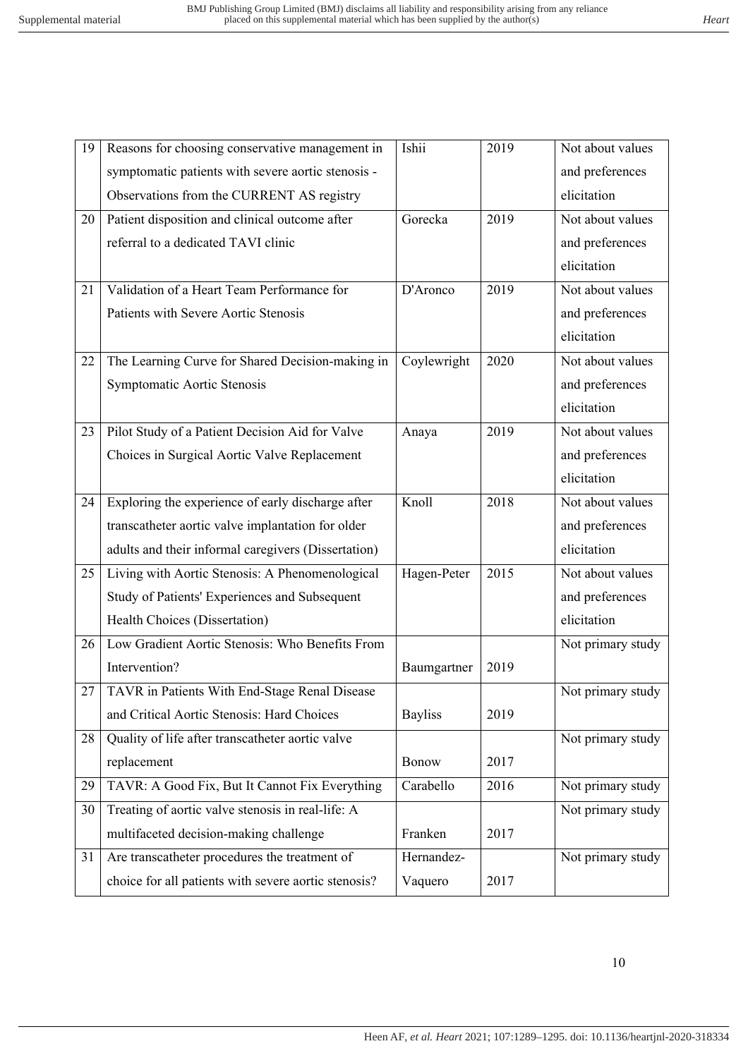| 19 | Reasons for choosing conservative management in symptomatic patients with severe aortic stenosis - Observations from the CURRENT AS registry | Ishii | 2019 | Not about values and preferences elicitation |
|---|---|---|---|---|
| 20 | Patient disposition and clinical outcome after referral to a dedicated TAVI clinic | Gorecka | 2019 | Not about values and preferences elicitation |
| 21 | Validation of a Heart Team Performance for Patients with Severe Aortic Stenosis | D'Aronco | 2019 | Not about values and preferences elicitation |
| 22 | The Learning Curve for Shared Decision-making in Symptomatic Aortic Stenosis | Coylewright | 2020 | Not about values and preferences elicitation |
| 23 | Pilot Study of a Patient Decision Aid for Valve Choices in Surgical Aortic Valve Replacement | Anaya | 2019 | Not about values and preferences elicitation |
| 24 | Exploring the experience of early discharge after transcatheter aortic valve implantation for older adults and their informal caregivers (Dissertation) | Knoll | 2018 | Not about values and preferences elicitation |
| 25 | Living with Aortic Stenosis: A Phenomenological Study of Patients' Experiences and Subsequent Health Choices (Dissertation) | Hagen-Peter | 2015 | Not about values and preferences elicitation |
| 26 | Low Gradient Aortic Stenosis: Who Benefits From Intervention? | Baumgartner | 2019 | Not primary study |
| 27 | TAVR in Patients With End-Stage Renal Disease and Critical Aortic Stenosis: Hard Choices | Bayliss | 2019 | Not primary study |
| 28 | Quality of life after transcatheter aortic valve replacement | Bonow | 2017 | Not primary study |
| 29 | TAVR: A Good Fix, But It Cannot Fix Everything | Carabello | 2016 | Not primary study |
| 30 | Treating of aortic valve stenosis in real-life: A multifaceted decision-making challenge | Franken | 2017 | Not primary study |
| 31 | Are transcatheter procedures the treatment of choice for all patients with severe aortic stenosis? | Hernandez-Vaquero | 2017 | Not primary study |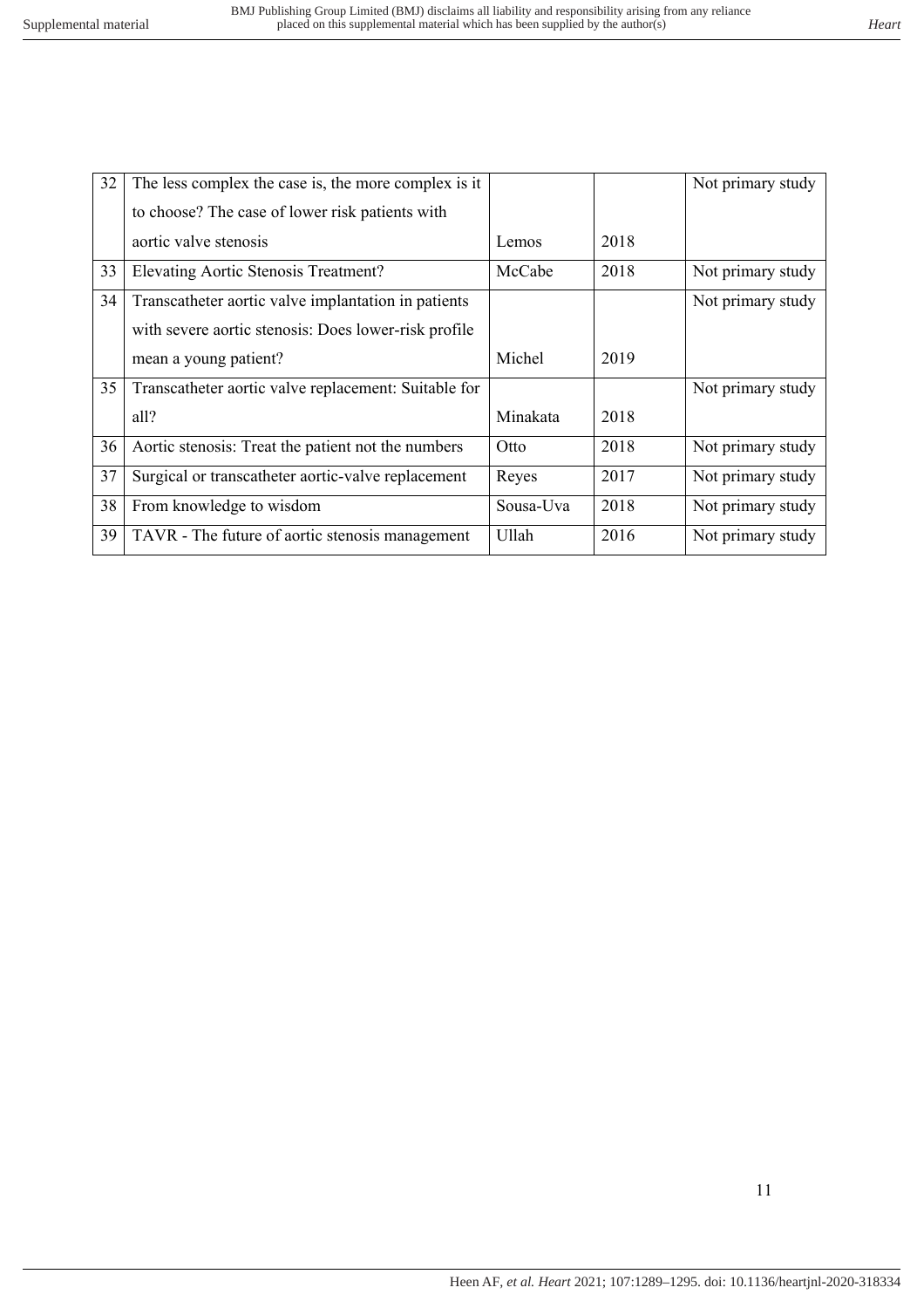| 32 | The less complex the case is, the more complex is it to choose? The case of lower risk patients with aortic valve stenosis | Lemos | 2018 | Not primary study |
|---|---|---|---|---|
| 33 | Elevating Aortic Stenosis Treatment? | McCabe | 2018 | Not primary study |
| 34 | Transcatheter aortic valve implantation in patients with severe aortic stenosis: Does lower-risk profile mean a young patient? | Michel | 2019 | Not primary study |
| 35 | Transcatheter aortic valve replacement: Suitable for all? | Minakata | 2018 | Not primary study |
| 36 | Aortic stenosis: Treat the patient not the numbers | Otto | 2018 | Not primary study |
| 37 | Surgical or transcatheter aortic-valve replacement | Reyes | 2017 | Not primary study |
| 38 | From knowledge to wisdom | Sousa-Uva | 2018 | Not primary study |
| 39 | TAVR - The future of aortic stenosis management | Ullah | 2016 | Not primary study |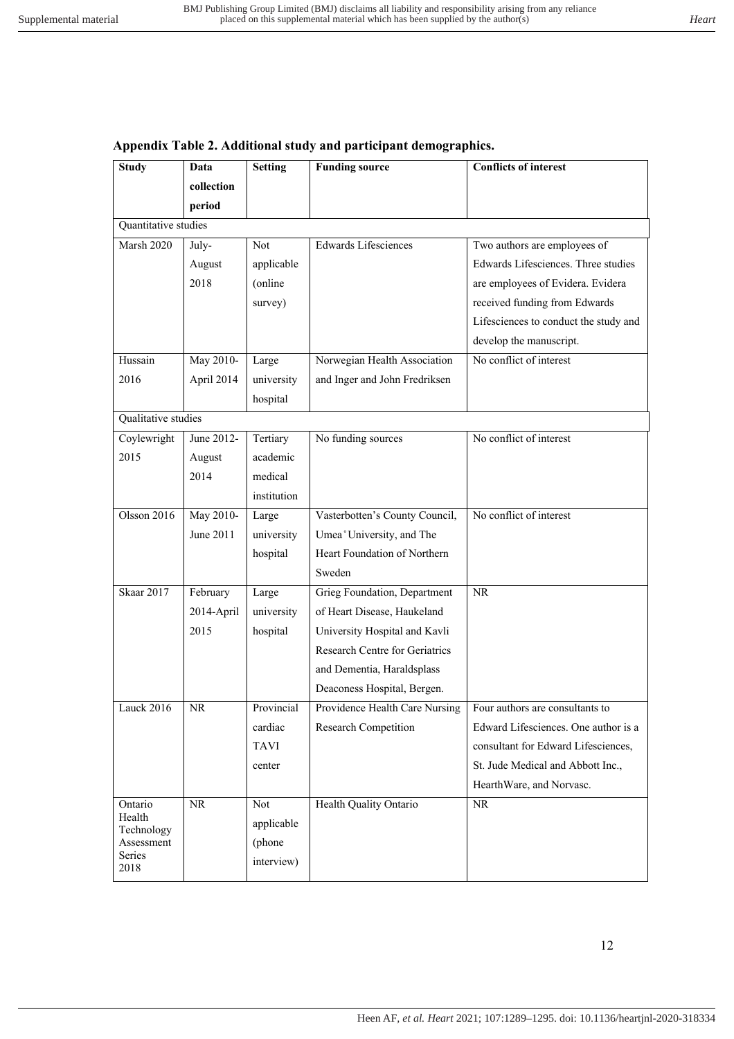**Appendix Table 2. Additional study and participant demographics.**

| Study | Data collection period | Setting | Funding source | Conflicts of interest |
|---|---|---|---|---|
| Quantitative studies | | | | |
| Marsh 2020 | July-August 2018 | Not applicable (online survey) | Edwards Lifesciences | Two authors are employees of Edwards Lifesciences. Three studies are employees of Evidera. Evidera received funding from Edwards Lifesciences to conduct the study and develop the manuscript. |
| Hussain 2016 | May 2010-April 2014 | Large university hospital | Norwegian Health Association and Inger and John Fredriksen | No conflict of interest |
| Qualitative studies | | | | |
| Coylewright 2015 | June 2012-August 2014 | Tertiary academic medical institution | No funding sources | No conflict of interest |
| Olsson 2016 | May 2010-June 2011 | Large university hospital | Vasterbotten's County Council, Umea˚University, and The Heart Foundation of Northern Sweden | No conflict of interest |
| Skaar 2017 | February 2014-April 2015 | Large university hospital | Grieg Foundation, Department of Heart Disease, Haukeland University Hospital and Kavli Research Centre for Geriatrics and Dementia, Haraldsplass Deaconess Hospital, Bergen. | NR |
| Lauck 2016 | NR | Provincial cardiac TAVI center | Providence Health Care Nursing Research Competition | Four authors are consultants to Edward Lifesciences. One author is a consultant for Edward Lifesciences, St. Jude Medical and Abbott Inc., HearthWare, and Norvasc. |
| Ontario Health Technology Assessment Series 2018 | NR | Not applicable (phone interview) | Health Quality Ontario | NR |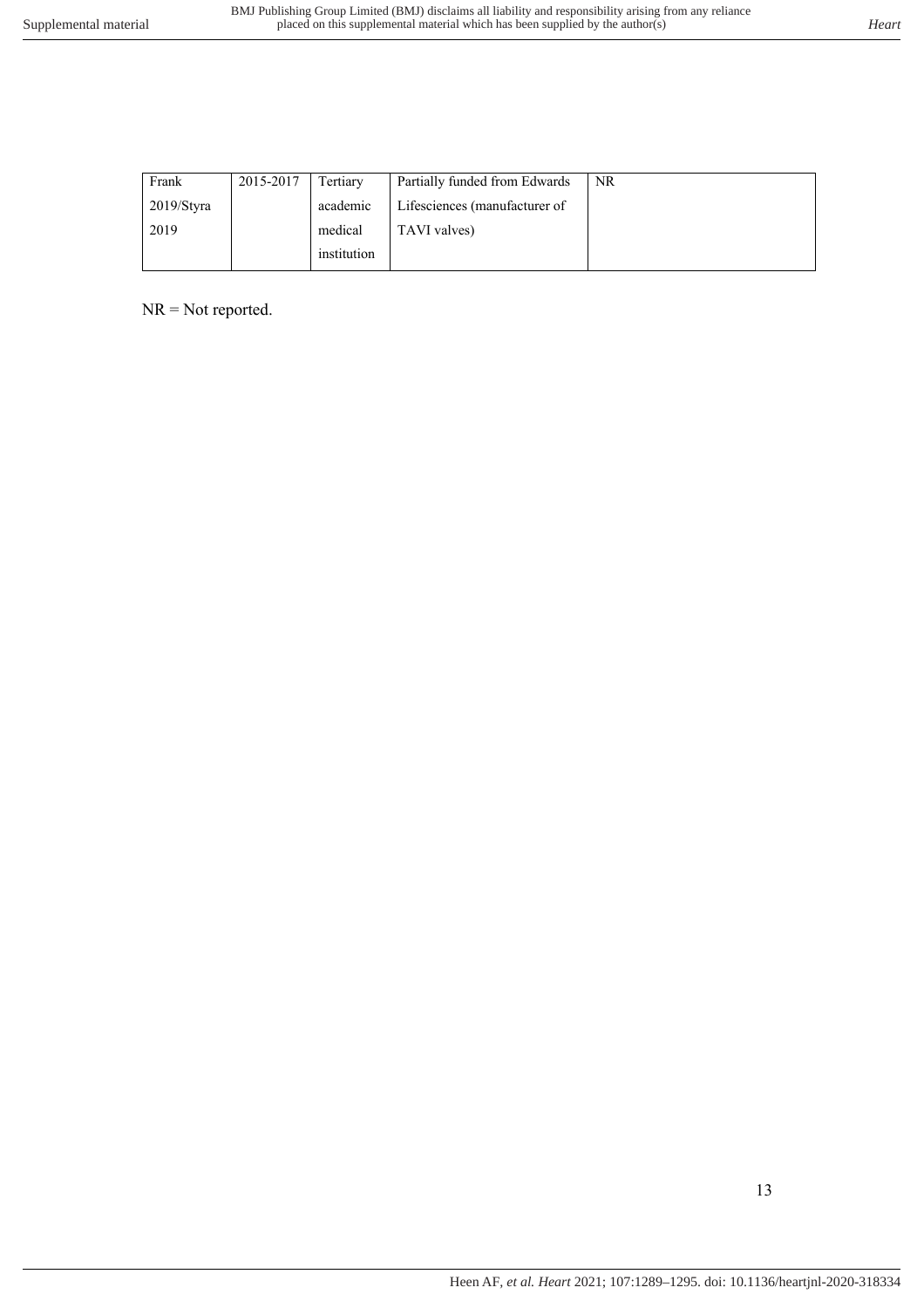| Frank 2019/Styra 2019 | 2015-2017 | Tertiary academic medical institution | Partially funded from Edwards Lifesciences (manufacturer of TAVI valves) | NR |
|---|---|---|---|---|

NR = Not reported.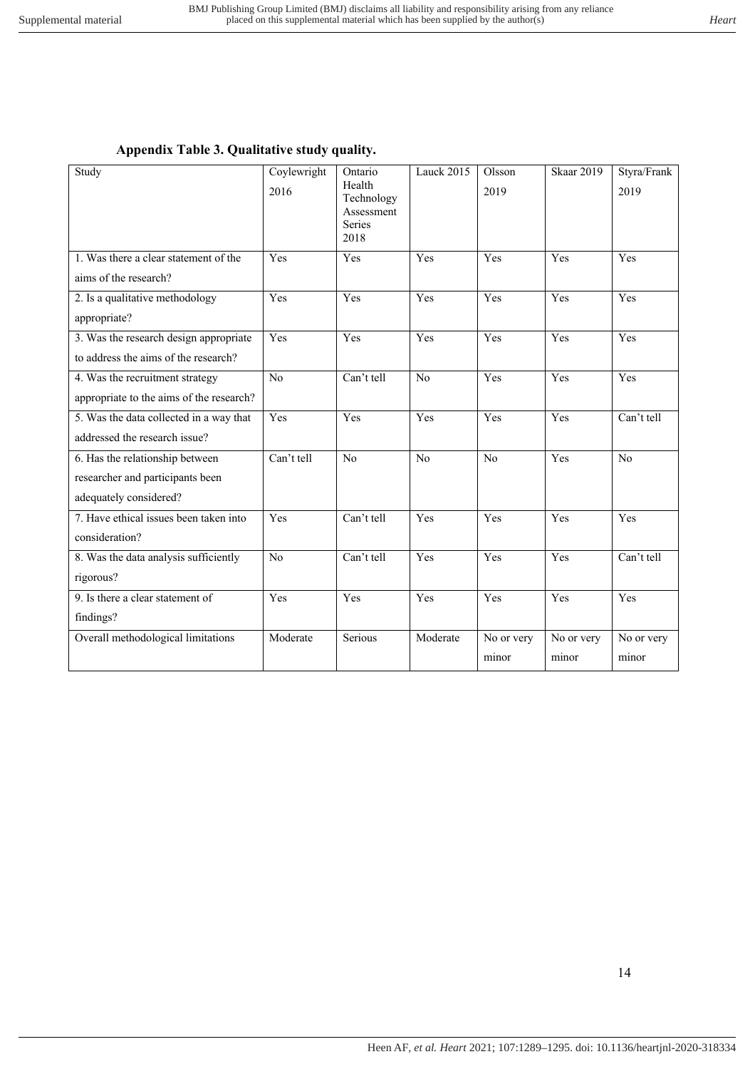**Appendix Table 3. Qualitative study quality.**

| Study | Coylewright 2016 | Ontario Health Technology Assessment Series 2018 | Lauck 2015 | Olsson 2019 | Skaar 2019 | Styra/Frank 2019 |
|---|---|---|---|---|---|---|
| 1. Was there a clear statement of the aims of the research? | Yes | Yes | Yes | Yes | Yes | Yes |
| 2. Is a qualitative methodology appropriate? | Yes | Yes | Yes | Yes | Yes | Yes |
| 3. Was the research design appropriate to address the aims of the research? | Yes | Yes | Yes | Yes | Yes | Yes |
| 4. Was the recruitment strategy appropriate to the aims of the research? | No | Can't tell | No | Yes | Yes | Yes |
| 5. Was the data collected in a way that addressed the research issue? | Yes | Yes | Yes | Yes | Yes | Can't tell |
| 6. Has the relationship between researcher and participants been adequately considered? | Can't tell | No | No | No | Yes | No |
| 7. Have ethical issues been taken into consideration? | Yes | Can't tell | Yes | Yes | Yes | Yes |
| 8. Was the data analysis sufficiently rigorous? | No | Can't tell | Yes | Yes | Yes | Can't tell |
| 9. Is there a clear statement of findings? | Yes | Yes | Yes | Yes | Yes | Yes |
| Overall methodological limitations | Moderate | Serious | Moderate | No or very minor | No or very minor | No or very minor |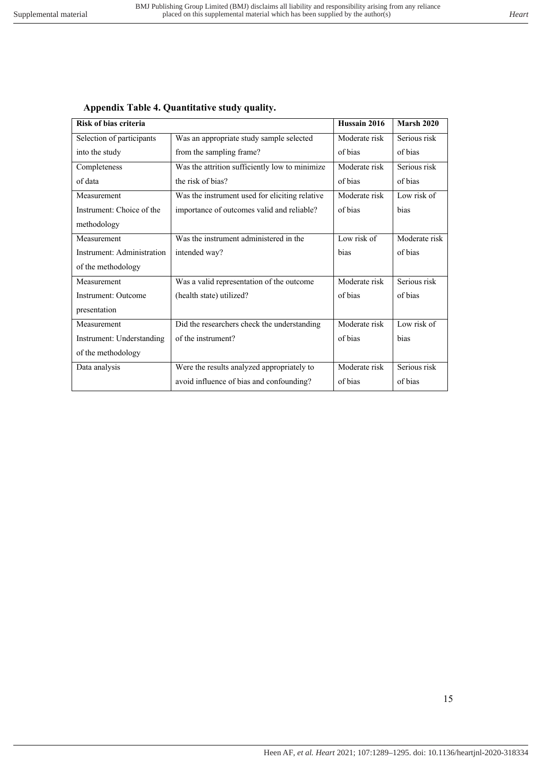**Appendix Table 4. Quantitative study quality.**

| Risk of bias criteria | | Hussain 2016 | Marsh 2020 |
|---|---|---|---|
| Selection of participants into the study | Was an appropriate study sample selected from the sampling frame? | Moderate risk of bias | Serious risk of bias |
| Completeness of data | Was the attrition sufficiently low to minimize the risk of bias? | Moderate risk of bias | Serious risk of bias |
| Measurement Instrument: Choice of the methodology | Was the instrument used for eliciting relative importance of outcomes valid and reliable? | Moderate risk of bias | Low risk of bias |
| Measurement Instrument: Administration of the methodology | Was the instrument administered in the intended way? | Low risk of bias | Moderate risk of bias |
| Measurement Instrument: Outcome presentation | Was a valid representation of the outcome (health state) utilized? | Moderate risk of bias | Serious risk of bias |
| Measurement Instrument: Understanding of the methodology | Did the researchers check the understanding of the instrument? | Moderate risk of bias | Low risk of bias |
| Data analysis | Were the results analyzed appropriately to avoid influence of bias and confounding? | Moderate risk of bias | Serious risk of bias |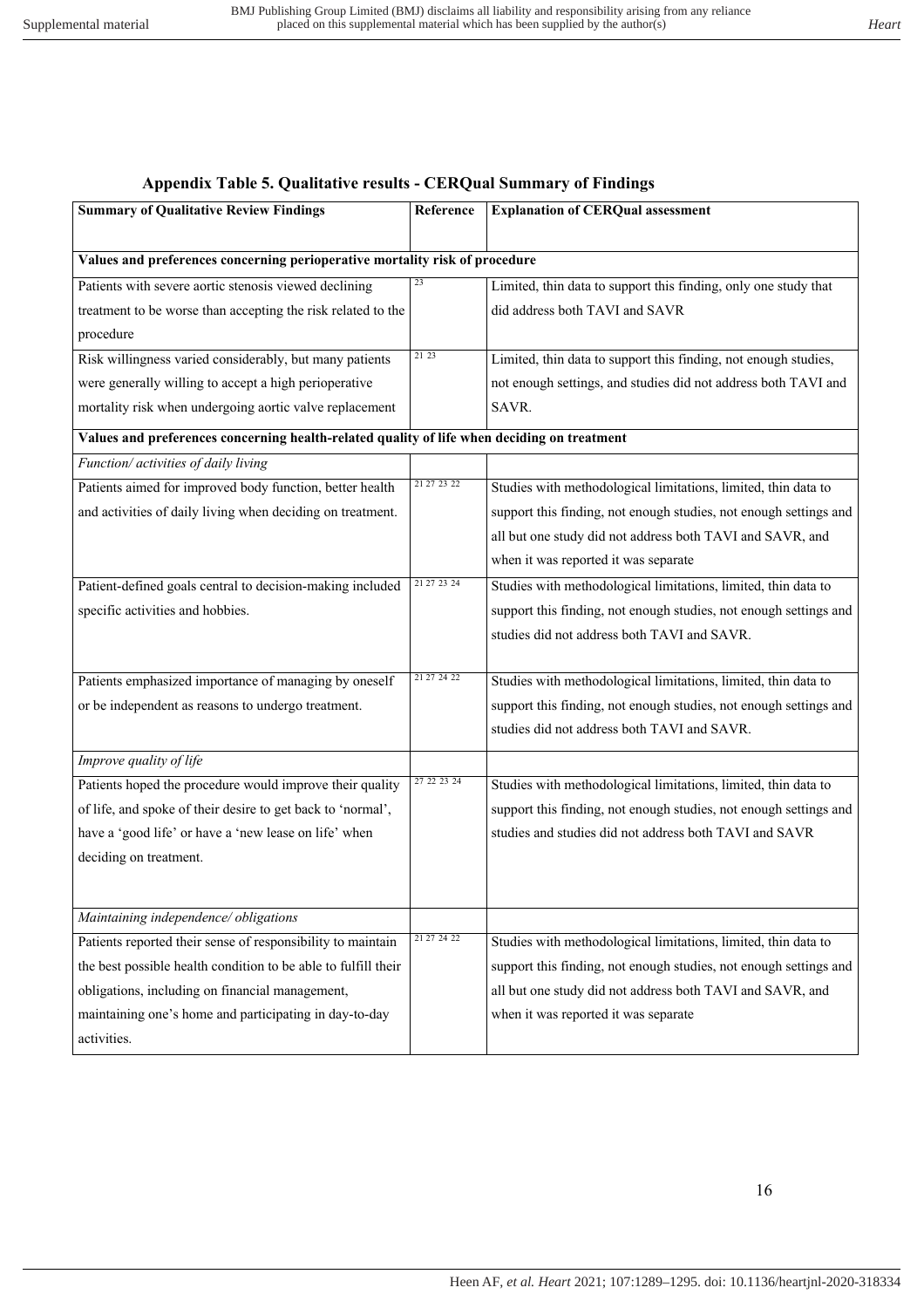## Appendix Table 5. Qualitative results - CERQual Summary of Findings

| Summary of Qualitative Review Findings | Reference | Explanation of CERQual assessment |
|---|---|---|
| **Values and preferences concerning perioperative mortality risk of procedure** | | |
| Patients with severe aortic stenosis viewed declining treatment to be worse than accepting the risk related to the procedure | [23] | Limited, thin data to support this finding, only one study that did address both TAVI and SAVR |
| Risk willingness varied considerably, but many patients were generally willing to accept a high perioperative mortality risk when undergoing aortic valve replacement | [21 23] | Limited, thin data to support this finding, not enough studies, not enough settings, and studies did not address both TAVI and SAVR. |
| **Values and preferences concerning health-related quality of life when deciding on treatment** | | |
| *Function/ activities of daily living* | | |
| Patients aimed for improved body function, better health and activities of daily living when deciding on treatment. | [21 27 23 22] | Studies with methodological limitations, limited, thin data to support this finding, not enough studies, not enough settings and all but one study did not address both TAVI and SAVR, and when it was reported it was separate |
| Patient-defined goals central to decision-making included specific activities and hobbies. | [21 27 23 24] | Studies with methodological limitations, limited, thin data to support this finding, not enough studies, not enough settings and studies did not address both TAVI and SAVR. |
| Patients emphasized importance of managing by oneself or be independent as reasons to undergo treatment. | [21 27 24 22] | Studies with methodological limitations, limited, thin data to support this finding, not enough studies, not enough settings and studies did not address both TAVI and SAVR. |
| *Improve quality of life* | | |
| Patients hoped the procedure would improve their quality of life, and spoke of their desire to get back to 'normal', have a 'good life' or have a 'new lease on life' when deciding on treatment. | [27 22 23 24] | Studies with methodological limitations, limited, thin data to support this finding, not enough studies, not enough settings and studies and studies did not address both TAVI and SAVR |
| *Maintaining independence/ obligations* | | |
| Patients reported their sense of responsibility to maintain the best possible health condition to be able to fulfill their obligations, including on financial management, maintaining one's home and participating in day-to-day activities. | [21 27 24 22] | Studies with methodological limitations, limited, thin data to support this finding, not enough studies, not enough settings and all but one study did not address both TAVI and SAVR, and when it was reported it was separate |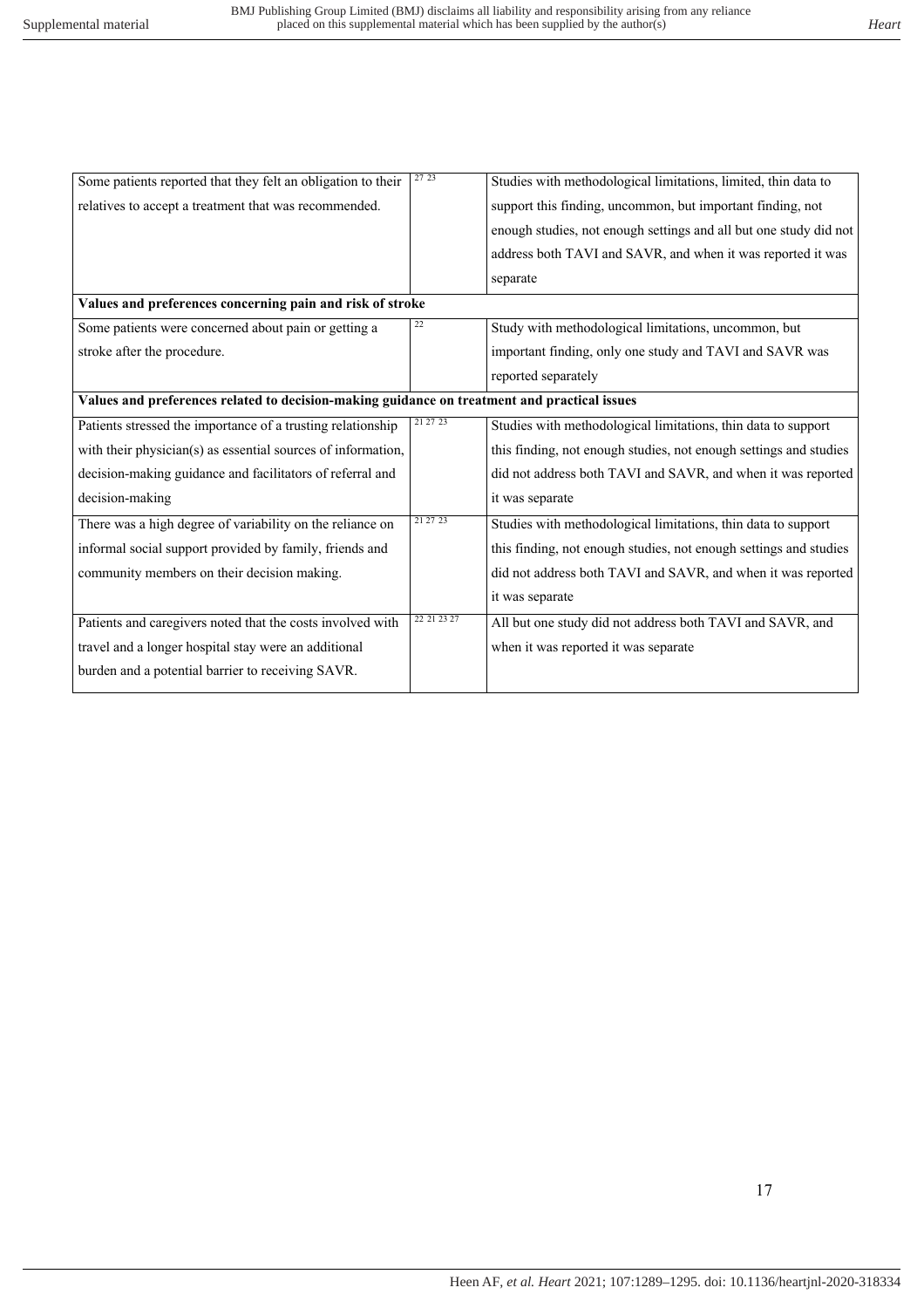| | | |
|---|---|---|
| Some patients reported that they felt an obligation to their relatives to accept a treatment that was recommended. | 27 23 | Studies with methodological limitations, limited, thin data to support this finding, uncommon, but important finding, not enough studies, not enough settings and all but one study did not address both TAVI and SAVR, and when it was reported it was separate |
| **Values and preferences concerning pain and risk of stroke** | | |
| Some patients were concerned about pain or getting a stroke after the procedure. | 22 | Study with methodological limitations, uncommon, but important finding, only one study and TAVI and SAVR was reported separately |
| **Values and preferences related to decision-making guidance on treatment and practical issues** | | |
| Patients stressed the importance of a trusting relationship with their physician(s) as essential sources of information, decision-making guidance and facilitators of referral and decision-making | 21 27 23 | Studies with methodological limitations, thin data to support this finding, not enough studies, not enough settings and studies did not address both TAVI and SAVR, and when it was reported it was separate |
| There was a high degree of variability on the reliance on informal social support provided by family, friends and community members on their decision making. | 21 27 23 | Studies with methodological limitations, thin data to support this finding, not enough studies, not enough settings and studies did not address both TAVI and SAVR, and when it was reported it was separate |
| Patients and caregivers noted that the costs involved with travel and a longer hospital stay were an additional burden and a potential barrier to receiving SAVR. | 22 21 23 27 | All but one study did not address both TAVI and SAVR, and when it was reported it was separate |